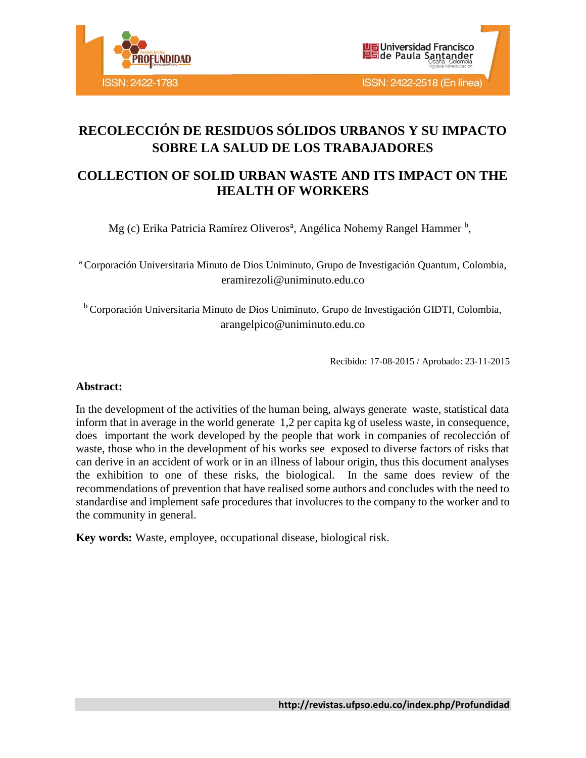# RECOLECCIÓN DE RESIDUOS SÓLIDOS URBANOS Y SU IMPACTO SOBRE LA SALUD DE LOS TRABAJADORES

# COLLECTION OF SOLID URBAN WASTE AND ITS IMPACT ON THE HEALTH OF WORKERS

Mg (c) Erika Patricia Ramírez Oliveros[a], Angélica Nohemy Rangel Hammer [b],

[a] Corporación Universitaria Minuto de Dios Uniminuto, Grupo de Investigación Quantum, Colombia, eramirezoli@uniminuto.edu.co

[b] Corporación Universitaria Minuto de Dios Uniminuto, Grupo de Investigación GIDTI, Colombia, arangelpico@uniminuto.edu.co

Recibido: 17-08-2015 / Aprobado: 23-11-2015

**Abstract:**

In the development of the activities of the human being, always generate waste, statistical data inform that in average in the world generate 1,2 per capita kg of useless waste, in consequence, does important the work developed by the people that work in companies of recolección of waste, those who in the development of his works see exposed to diverse factors of risks that can derive in an accident of work or in an illness of labour origin, thus this document analyses the exhibition to one of these risks, the biological. In the same does review of the recommendations of prevention that have realised some authors and concludes with the need to standardise and implement safe procedures that involucres to the company to the worker and to the community in general.

**Key words:** Waste, employee, occupational disease, biological risk.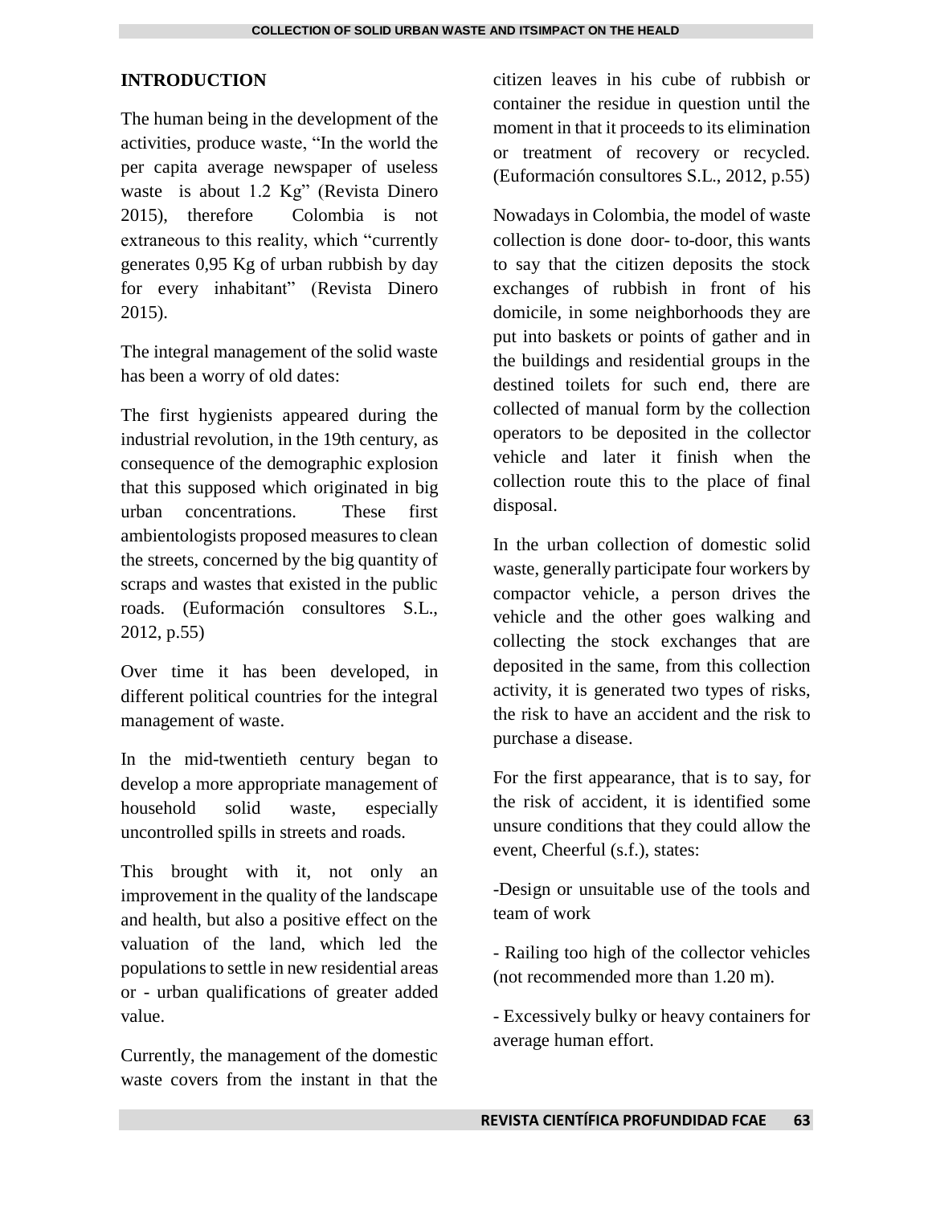## INTRODUCTION

The human being in the development of the activities, produce waste, "In the world the per capita average newspaper of useless waste is about 1.2 Kg" (Revista Dinero 2015), therefore Colombia is not extraneous to this reality, which "currently generates 0,95 Kg of urban rubbish by day for every inhabitant" (Revista Dinero 2015).

The integral management of the solid waste has been a worry of old dates:

The first hygienists appeared during the industrial revolution, in the 19th century, as consequence of the demographic explosion that this supposed which originated in big urban concentrations. These first ambientologists proposed measures to clean the streets, concerned by the big quantity of scraps and wastes that existed in the public roads. (Euformación consultores S.L., 2012, p.55)

Over time it has been developed, in different political countries for the integral management of waste.

In the mid-twentieth century began to develop a more appropriate management of household solid waste, especially uncontrolled spills in streets and roads.

This brought with it, not only an improvement in the quality of the landscape and health, but also a positive effect on the valuation of the land, which led the populations to settle in new residential areas or - urban qualifications of greater added value.

Currently, the management of the domestic waste covers from the instant in that the citizen leaves in his cube of rubbish or container the residue in question until the moment in that it proceeds to its elimination or treatment of recovery or recycled. (Euformación consultores S.L., 2012, p.55)

Nowadays in Colombia, the model of waste collection is done door- to-door, this wants to say that the citizen deposits the stock exchanges of rubbish in front of his domicile, in some neighborhoods they are put into baskets or points of gather and in the buildings and residential groups in the destined toilets for such end, there are collected of manual form by the collection operators to be deposited in the collector vehicle and later it finish when the collection route this to the place of final disposal.

In the urban collection of domestic solid waste, generally participate four workers by compactor vehicle, a person drives the vehicle and the other goes walking and collecting the stock exchanges that are deposited in the same, from this collection activity, it is generated two types of risks, the risk to have an accident and the risk to purchase a disease.

For the first appearance, that is to say, for the risk of accident, it is identified some unsure conditions that they could allow the event, Cheerful (s.f.), states:

-Design or unsuitable use of the tools and team of work

- Railing too high of the collector vehicles (not recommended more than 1.20 m).

- Excessively bulky or heavy containers for average human effort.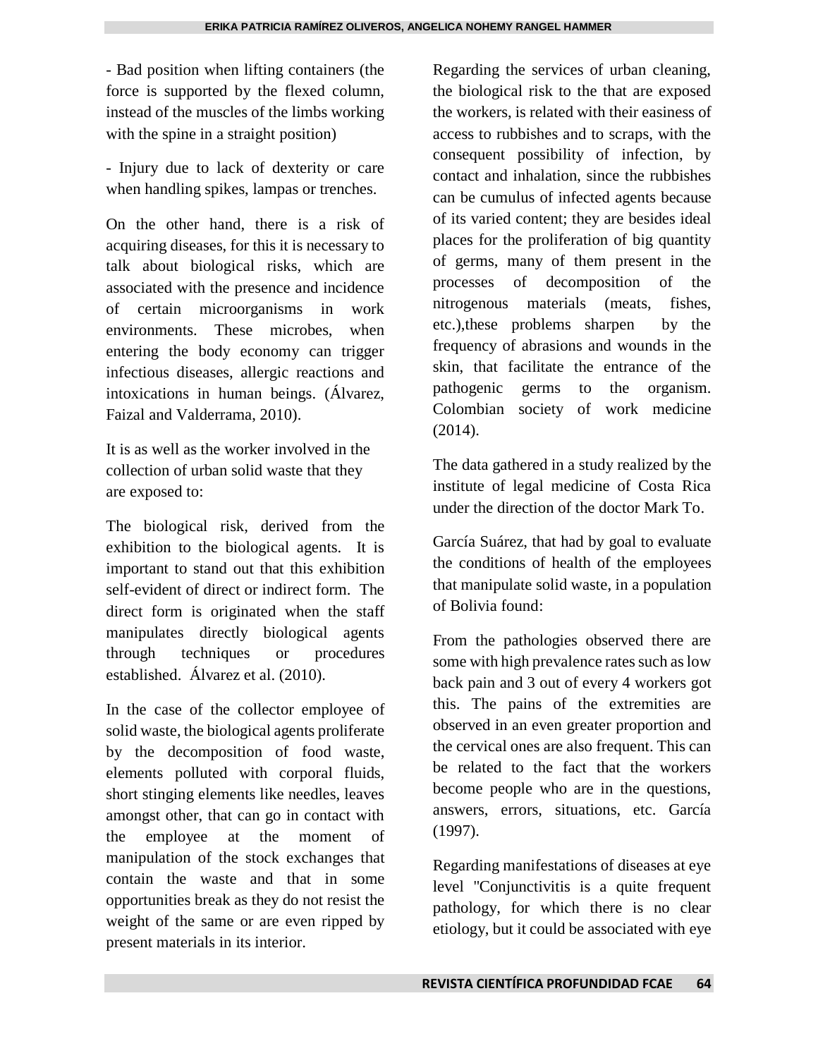- Bad position when lifting containers (the force is supported by the flexed column, instead of the muscles of the limbs working with the spine in a straight position)

- Injury due to lack of dexterity or care when handling spikes, lampas or trenches.

On the other hand, there is a risk of acquiring diseases, for this it is necessary to talk about biological risks, which are associated with the presence and incidence of certain microorganisms in work environments. These microbes, when entering the body economy can trigger infectious diseases, allergic reactions and intoxications in human beings. (Álvarez, Faizal and Valderrama, 2010).

It is as well as the worker involved in the collection of urban solid waste that they are exposed to:

The biological risk, derived from the exhibition to the biological agents. It is important to stand out that this exhibition self-evident of direct or indirect form. The direct form is originated when the staff manipulates directly biological agents through techniques or procedures established. Álvarez et al. (2010).

In the case of the collector employee of solid waste, the biological agents proliferate by the decomposition of food waste, elements polluted with corporal fluids, short stinging elements like needles, leaves amongst other, that can go in contact with the employee at the moment of manipulation of the stock exchanges that contain the waste and that in some opportunities break as they do not resist the weight of the same or are even ripped by present materials in its interior.

Regarding the services of urban cleaning, the biological risk to the that are exposed the workers, is related with their easiness of access to rubbishes and to scraps, with the consequent possibility of infection, by contact and inhalation, since the rubbishes can be cumulus of infected agents because of its varied content; they are besides ideal places for the proliferation of big quantity of germs, many of them present in the processes of decomposition of the nitrogenous materials (meats, fishes, etc.),these problems sharpen by the frequency of abrasions and wounds in the skin, that facilitate the entrance of the pathogenic germs to the organism. Colombian society of work medicine (2014).

The data gathered in a study realized by the institute of legal medicine of Costa Rica under the direction of the doctor Mark To.

García Suárez, that had by goal to evaluate the conditions of health of the employees that manipulate solid waste, in a population of Bolivia found:

From the pathologies observed there are some with high prevalence rates such as low back pain and 3 out of every 4 workers got this. The pains of the extremities are observed in an even greater proportion and the cervical ones are also frequent. This can be related to the fact that the workers become people who are in the questions, answers, errors, situations, etc. García (1997).

Regarding manifestations of diseases at eye level "Conjunctivitis is a quite frequent pathology, for which there is no clear etiology, but it could be associated with eye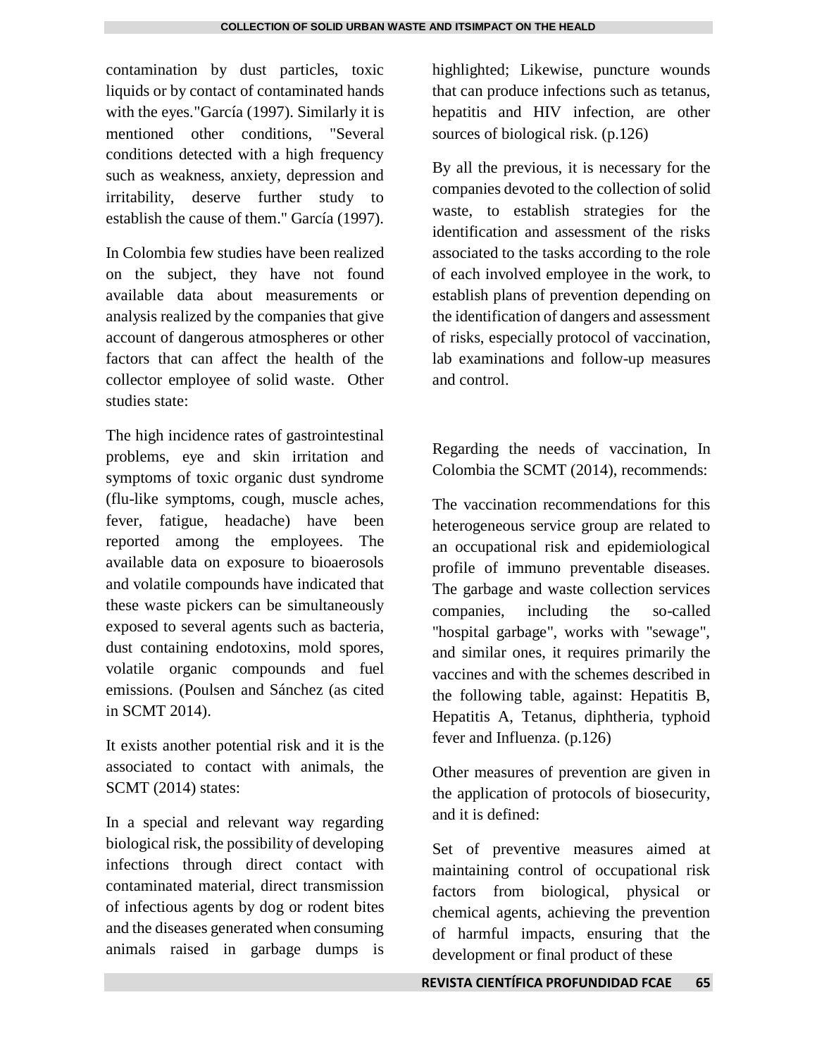contamination by dust particles, toxic liquids or by contact of contaminated hands with the eyes."García (1997). Similarly it is mentioned other conditions, "Several conditions detected with a high frequency such as weakness, anxiety, depression and irritability, deserve further study to establish the cause of them." García (1997).

In Colombia few studies have been realized on the subject, they have not found available data about measurements or analysis realized by the companies that give account of dangerous atmospheres or other factors that can affect the health of the collector employee of solid waste. Other studies state:

The high incidence rates of gastrointestinal problems, eye and skin irritation and symptoms of toxic organic dust syndrome (flu-like symptoms, cough, muscle aches, fever, fatigue, headache) have been reported among the employees. The available data on exposure to bioaerosols and volatile compounds have indicated that these waste pickers can be simultaneously exposed to several agents such as bacteria, dust containing endotoxins, mold spores, volatile organic compounds and fuel emissions. (Poulsen and Sánchez (as cited in SCMT 2014).

It exists another potential risk and it is the associated to contact with animals, the SCMT (2014) states:

In a special and relevant way regarding biological risk, the possibility of developing infections through direct contact with contaminated material, direct transmission of infectious agents by dog or rodent bites and the diseases generated when consuming animals raised in garbage dumps is highlighted; Likewise, puncture wounds that can produce infections such as tetanus, hepatitis and HIV infection, are other sources of biological risk. (p.126)

By all the previous, it is necessary for the companies devoted to the collection of solid waste, to establish strategies for the identification and assessment of the risks associated to the tasks according to the role of each involved employee in the work, to establish plans of prevention depending on the identification of dangers and assessment of risks, especially protocol of vaccination, lab examinations and follow-up measures and control.

Regarding the needs of vaccination, In Colombia the SCMT (2014), recommends:

The vaccination recommendations for this heterogeneous service group are related to an occupational risk and epidemiological profile of immuno preventable diseases. The garbage and waste collection services companies, including the so-called "hospital garbage", works with "sewage", and similar ones, it requires primarily the vaccines and with the schemes described in the following table, against: Hepatitis B, Hepatitis A, Tetanus, diphtheria, typhoid fever and Influenza. (p.126)

Other measures of prevention are given in the application of protocols of biosecurity, and it is defined:

Set of preventive measures aimed at maintaining control of occupational risk factors from biological, physical or chemical agents, achieving the prevention of harmful impacts, ensuring that the development or final product of these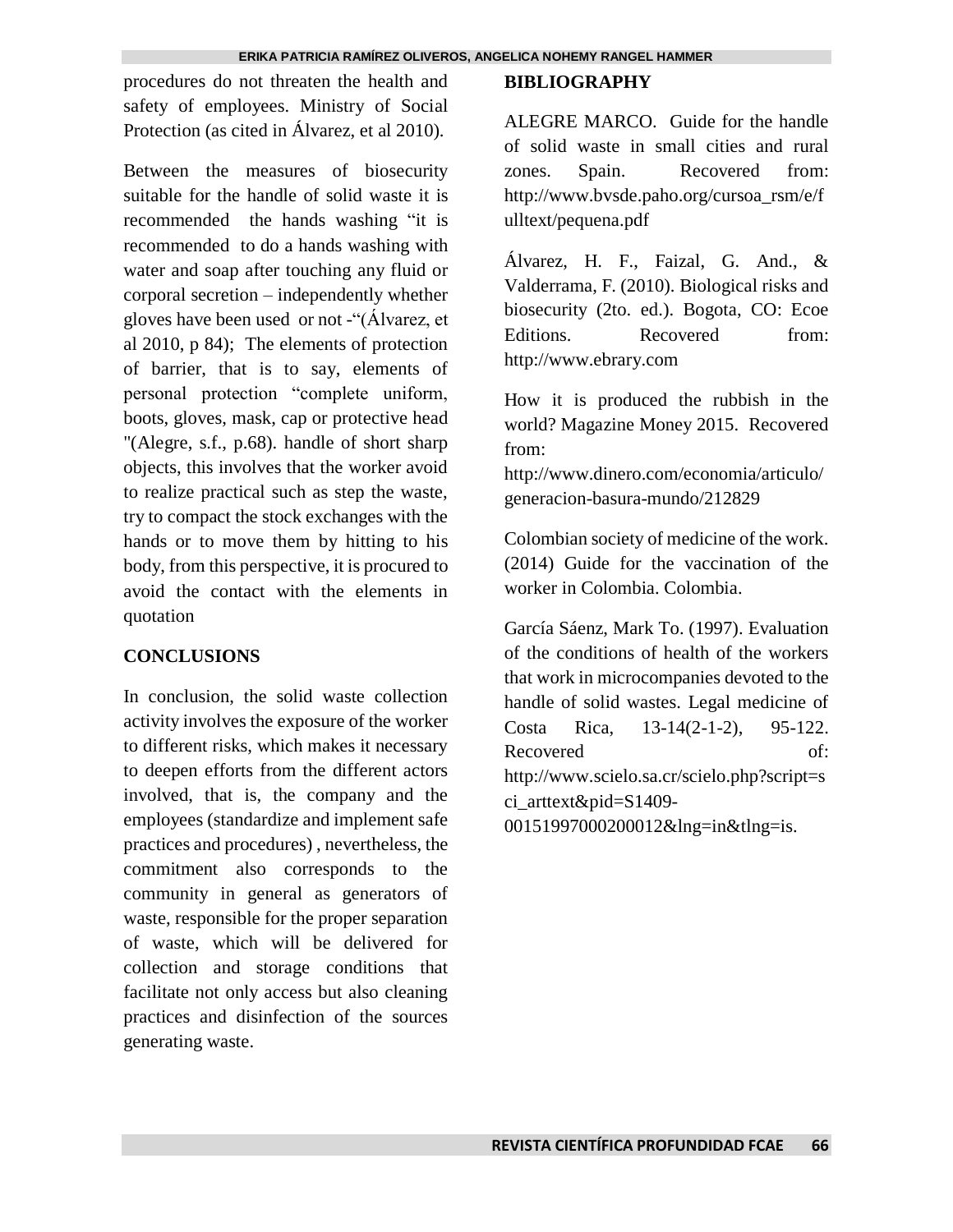procedures do not threaten the health and safety of employees. Ministry of Social Protection (as cited in Álvarez, et al 2010).

Between the measures of biosecurity suitable for the handle of solid waste it is recommended the hands washing "it is recommended to do a hands washing with water and soap after touching any fluid or corporal secretion – independently whether gloves have been used or not -"(Álvarez, et al 2010, p 84); The elements of protection of barrier, that is to say, elements of personal protection "complete uniform, boots, gloves, mask, cap or protective head "(Alegre, s.f., p.68). handle of short sharp objects, this involves that the worker avoid to realize practical such as step the waste, try to compact the stock exchanges with the hands or to move them by hitting to his body, from this perspective, it is procured to avoid the contact with the elements in quotation

## CONCLUSIONS

In conclusion, the solid waste collection activity involves the exposure of the worker to different risks, which makes it necessary to deepen efforts from the different actors involved, that is, the company and the employees (standardize and implement safe practices and procedures) , nevertheless, the commitment also corresponds to the community in general as generators of waste, responsible for the proper separation of waste, which will be delivered for collection and storage conditions that facilitate not only access but also cleaning practices and disinfection of the sources generating waste.

## BIBLIOGRAPHY

ALEGRE MARCO. Guide for the handle of solid waste in small cities and rural zones. Spain. Recovered from: http://www.bvsde.paho.org/cursoa_rsm/e/fulltext/pequena.pdf

Álvarez, H. F., Faizal, G. And., & Valderrama, F. (2010). Biological risks and biosecurity (2to. ed.). Bogota, CO: Ecoe Editions. Recovered from: http://www.ebrary.com

How it is produced the rubbish in the world? Magazine Money 2015. Recovered from: http://www.dinero.com/economia/articulo/generacion-basura-mundo/212829

Colombian society of medicine of the work. (2014) Guide for the vaccination of the worker in Colombia. Colombia.

García Sáenz, Mark To. (1997). Evaluation of the conditions of health of the workers that work in microcompanies devoted to the handle of solid wastes. Legal medicine of Costa Rica, 13-14(2-1-2), 95-122. Recovered of: http://www.scielo.sa.cr/scielo.php?script=sci_arttext&pid=S1409-00151997000200012&lng=in&tlng=is.